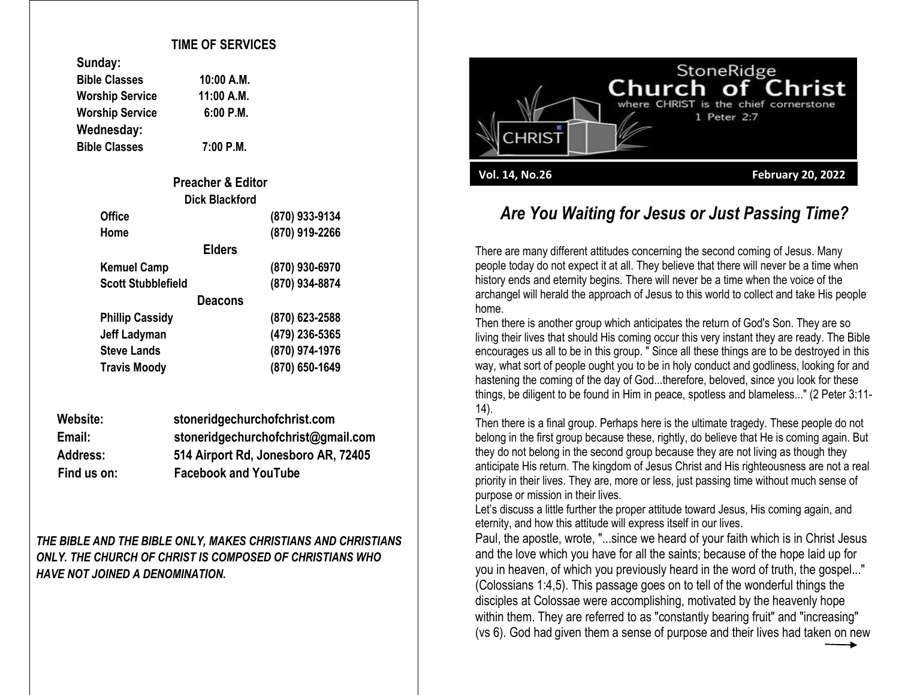## TIME OF SERVICES

**Sunday:**

| | |
|---|---|
| **Bible Classes** | **10:00 A.M.** |
| **Worship Service** | **11:00 A.M.** |
| **Worship Service** | **6:00 P.M.** |

**Wednesday:**

| | |
|---|---|
| **Bible Classes** | **7:00 P.M.** |

### Preacher & Editor

**Dick Blackford**

| | |
|---|---|
| **Office** | **(870) 933-9134** |
| **Home** | **(870) 919-2266** |

### Elders

| | |
|---|---|
| **Kemuel Camp** | **(870) 930-6970** |
| **Scott Stubblefield** | **(870) 934-8874** |

### Deacons

| | |
|---|---|
| **Phillip Cassidy** | **(870) 623-2588** |
| **Jeff Ladyman** | **(479) 236-5365** |
| **Steve Lands** | **(870) 974-1976** |
| **Travis Moody** | **(870) 650-1649** |

| | |
|---|---|
| **Website:** | **stoneridgechurchofchrist.com** |
| **Email:** | **stoneridgechurchofchrist@gmail.com** |
| **Address:** | **514 Airport Rd, Jonesboro AR, 72405** |
| **Find us on:** | **Facebook and YouTube** |

***THE BIBLE AND THE BIBLE ONLY, MAKES CHRISTIANS AND CHRISTIANS ONLY. THE CHURCH OF CHRIST IS COMPOSED OF CHRISTIANS WHO HAVE NOT JOINED A DENOMINATION.***

# StoneRidge Church of Christ

where CHRIST is the chief cornerstone
1 Peter 2:7

**Vol. 14, No.26** **February 20, 2022**

## *Are You Waiting for Jesus or Just Passing Time?*

There are many different attitudes concerning the second coming of Jesus. Many people today do not expect it at all. They believe that there will never be a time when history ends and eternity begins. There will never be a time when the voice of the archangel will herald the approach of Jesus to this world to collect and take His people home.

Then there is another group which anticipates the return of God's Son. They are so living their lives that should His coming occur this very instant they are ready. The Bible encourages us all to be in this group. " Since all these things are to be destroyed in this way, what sort of people ought you to be in holy conduct and godliness, looking for and hastening the coming of the day of God...therefore, beloved, since you look for these things, be diligent to be found in Him in peace, spotless and blameless..." (2 Peter 3:11-14).

Then there is a final group. Perhaps here is the ultimate tragedy. These people do not belong in the first group because these, rightly, do believe that He is coming again. But they do not belong in the second group because they are not living as though they anticipate His return. The kingdom of Jesus Christ and His righteousness are not a real priority in their lives. They are, more or less, just passing time without much sense of purpose or mission in their lives.

Let's discuss a little further the proper attitude toward Jesus, His coming again, and eternity, and how this attitude will express itself in our lives.

Paul, the apostle, wrote, "...since we heard of your faith which is in Christ Jesus and the love which you have for all the saints; because of the hope laid up for you in heaven, of which you previously heard in the word of truth, the gospel..." (Colossians 1:4,5). This passage goes on to tell of the wonderful things the disciples at Colossae were accomplishing, motivated by the heavenly hope within them. They are referred to as "constantly bearing fruit" and "increasing" (vs 6). God had given them a sense of purpose and their lives had taken on new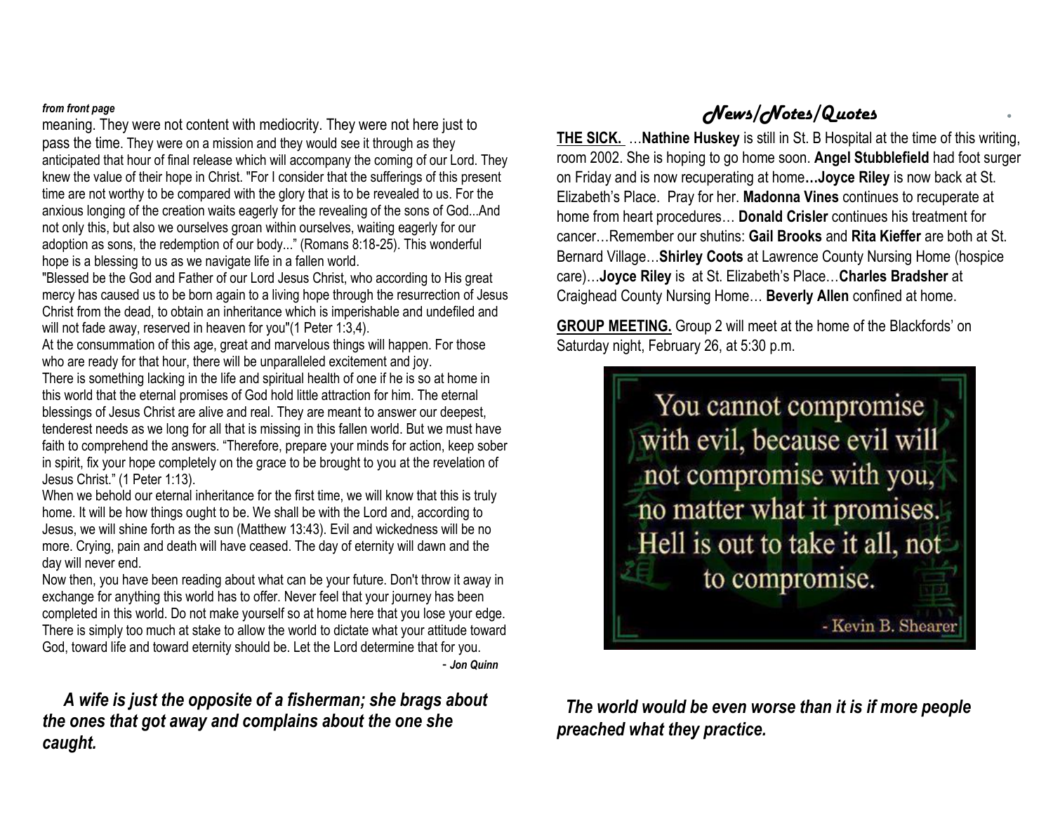*from front page*

meaning. They were not content with mediocrity. They were not here just to pass the time. They were on a mission and they would see it through as they anticipated that hour of final release which will accompany the coming of our Lord. They knew the value of their hope in Christ. "For I consider that the sufferings of this present time are not worthy to be compared with the glory that is to be revealed to us. For the anxious longing of the creation waits eagerly for the revealing of the sons of God...And not only this, but also we ourselves groan within ourselves, waiting eagerly for our adoption as sons, the redemption of our body..." (Romans 8:18-25). This wonderful hope is a blessing to us as we navigate life in a fallen world.

"Blessed be the God and Father of our Lord Jesus Christ, who according to His great mercy has caused us to be born again to a living hope through the resurrection of Jesus Christ from the dead, to obtain an inheritance which is imperishable and undefiled and will not fade away, reserved in heaven for you"(1 Peter 1:3,4).

At the consummation of this age, great and marvelous things will happen. For those who are ready for that hour, there will be unparalleled excitement and joy.

There is something lacking in the life and spiritual health of one if he is so at home in this world that the eternal promises of God hold little attraction for him. The eternal blessings of Jesus Christ are alive and real. They are meant to answer our deepest, tenderest needs as we long for all that is missing in this fallen world. But we must have faith to comprehend the answers. "Therefore, prepare your minds for action, keep sober in spirit, fix your hope completely on the grace to be brought to you at the revelation of Jesus Christ." (1 Peter 1:13).

When we behold our eternal inheritance for the first time, we will know that this is truly home. It will be how things ought to be. We shall be with the Lord and, according to Jesus, we will shine forth as the sun (Matthew 13:43). Evil and wickedness will be no more. Crying, pain and death will have ceased. The day of eternity will dawn and the day will never end.

Now then, you have been reading about what can be your future. Don't throw it away in exchange for anything this world has to offer. Never feel that your journey has been completed in this world. Do not make yourself so at home here that you lose your edge. There is simply too much at stake to allow the world to dictate what your attitude toward God, toward life and toward eternity should be. Let the Lord determine that for you.

*- Jon Quinn*

***A wife is just the opposite of a fisherman; she brags about the ones that got away and complains about the one she caught.***

## *News/Notes/Quotes*

**THE SICK.** …**Nathine Huskey** is still in St. B Hospital at the time of this writing, room 2002. She is hoping to go home soon. **Angel Stubblefield** had foot surger on Friday and is now recuperating at home**…Joyce Riley** is now back at St. Elizabeth's Place. Pray for her. **Madonna Vines** continues to recuperate at home from heart procedures… **Donald Crisler** continues his treatment for cancer…Remember our shutins: **Gail Brooks** and **Rita Kieffer** are both at St. Bernard Village…**Shirley Coots** at Lawrence County Nursing Home (hospice care)…**Joyce Riley** is at St. Elizabeth's Place…**Charles Bradsher** at Craighead County Nursing Home… **Beverly Allen** confined at home.

**GROUP MEETING.** Group 2 will meet at the home of the Blackfords' on Saturday night, February 26, at 5:30 p.m.

You cannot compromise with evil, because evil will not compromise with you, no matter what it promises. Hell is out to take it all, not to compromise.

- Kevin B. Shearer

***The world would be even worse than it is if more people preached what they practice.***